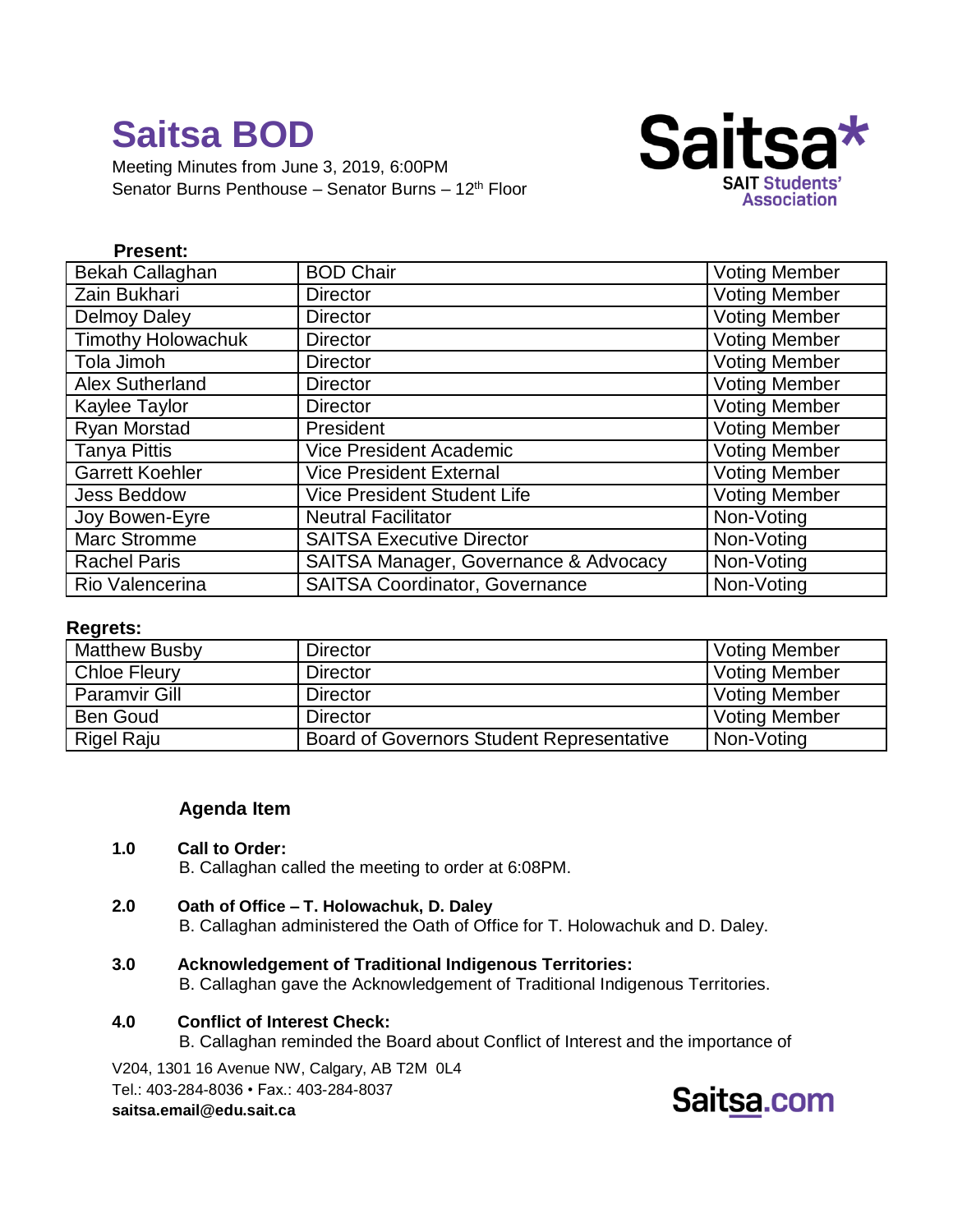# Saitsa BOD

Meeting Minutes from June 3, 2019, 6:00PM
Senator Burns Penthouse – Senator Burns – 12th Floor

**Present:**

| | | |
|---|---|---|
| Bekah Callaghan | BOD Chair | Voting Member |
| Zain Bukhari | Director | Voting Member |
| Delmoy Daley | Director | Voting Member |
| Timothy Holowachuk | Director | Voting Member |
| Tola Jimoh | Director | Voting Member |
| Alex Sutherland | Director | Voting Member |
| Kaylee Taylor | Director | Voting Member |
| Ryan Morstad | President | Voting Member |
| Tanya Pittis | Vice President Academic | Voting Member |
| Garrett Koehler | Vice President External | Voting Member |
| Jess Beddow | Vice President Student Life | Voting Member |
| Joy Bowen-Eyre | Neutral Facilitator | Non-Voting |
| Marc Stromme | SAITSA Executive Director | Non-Voting |
| Rachel Paris | SAITSA Manager, Governance & Advocacy | Non-Voting |
| Rio Valencerina | SAITSA Coordinator, Governance | Non-Voting |

**Regrets:**

| | | |
|---|---|---|
| Matthew Busby | Director | Voting Member |
| Chloe Fleury | Director | Voting Member |
| Paramvir Gill | Director | Voting Member |
| Ben Goud | Director | Voting Member |
| Rigel Raju | Board of Governors Student Representative | Non-Voting |

**Agenda Item**

**1.0 Call to Order:**
B. Callaghan called the meeting to order at 6:08PM.

**2.0 Oath of Office – T. Holowachuk, D. Daley**
B. Callaghan administered the Oath of Office for T. Holowachuk and D. Daley.

**3.0 Acknowledgement of Traditional Indigenous Territories:**
B. Callaghan gave the Acknowledgement of Traditional Indigenous Territories.

**4.0 Conflict of Interest Check:**
B. Callaghan reminded the Board about Conflict of Interest and the importance of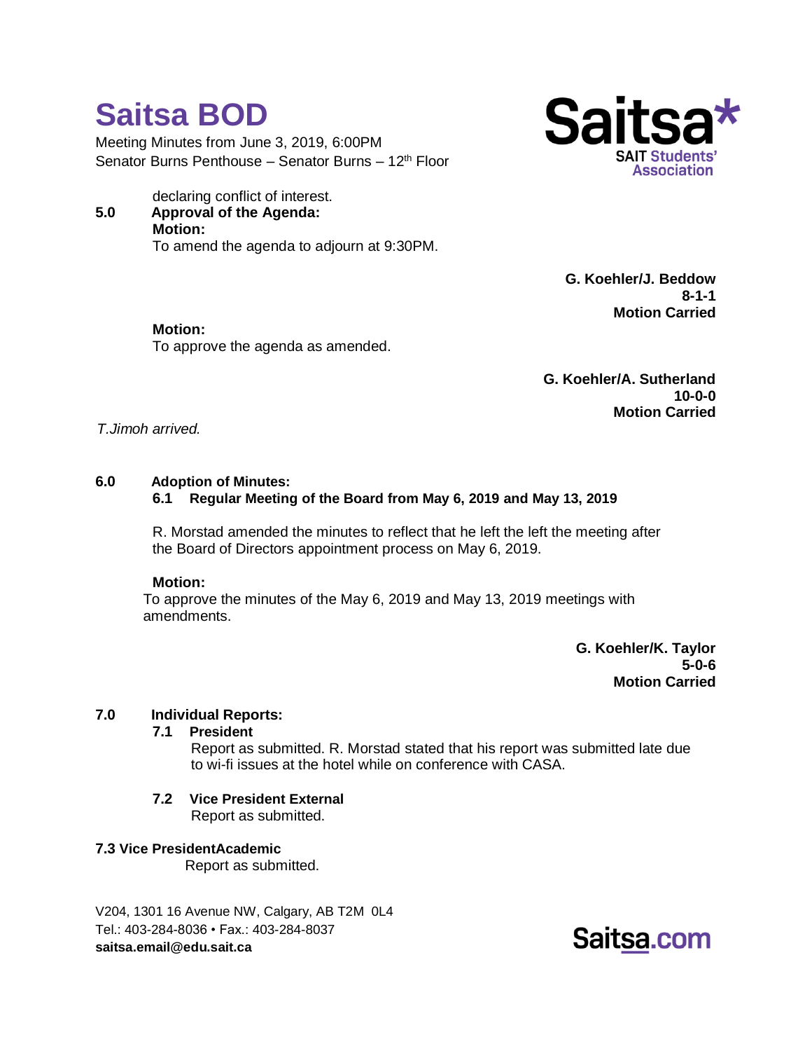declaring conflict of interest.

**5.0 Approval of the Agenda:**

**Motion:**
To amend the agenda to adjourn at 9:30PM.

**G. Koehler/J. Beddow**
**8-1-1**
**Motion Carried**

**Motion:**
To approve the agenda as amended.

**G. Koehler/A. Sutherland**
**10-0-0**
**Motion Carried**

*T.Jimoh arrived.*

**6.0 Adoption of Minutes:**

**6.1 Regular Meeting of the Board from May 6, 2019 and May 13, 2019**

R. Morstad amended the minutes to reflect that he left the left the meeting after the Board of Directors appointment process on May 6, 2019.

**Motion:**
To approve the minutes of the May 6, 2019 and May 13, 2019 meetings with amendments.

**G. Koehler/K. Taylor**
**5-0-6**
**Motion Carried**

**7.0 Individual Reports:**

**7.1 President**
Report as submitted. R. Morstad stated that his report was submitted late due to wi-fi issues at the hotel while on conference with CASA.

**7.2 Vice President External**
Report as submitted.

**7.3 Vice PresidentAcademic**
Report as submitted.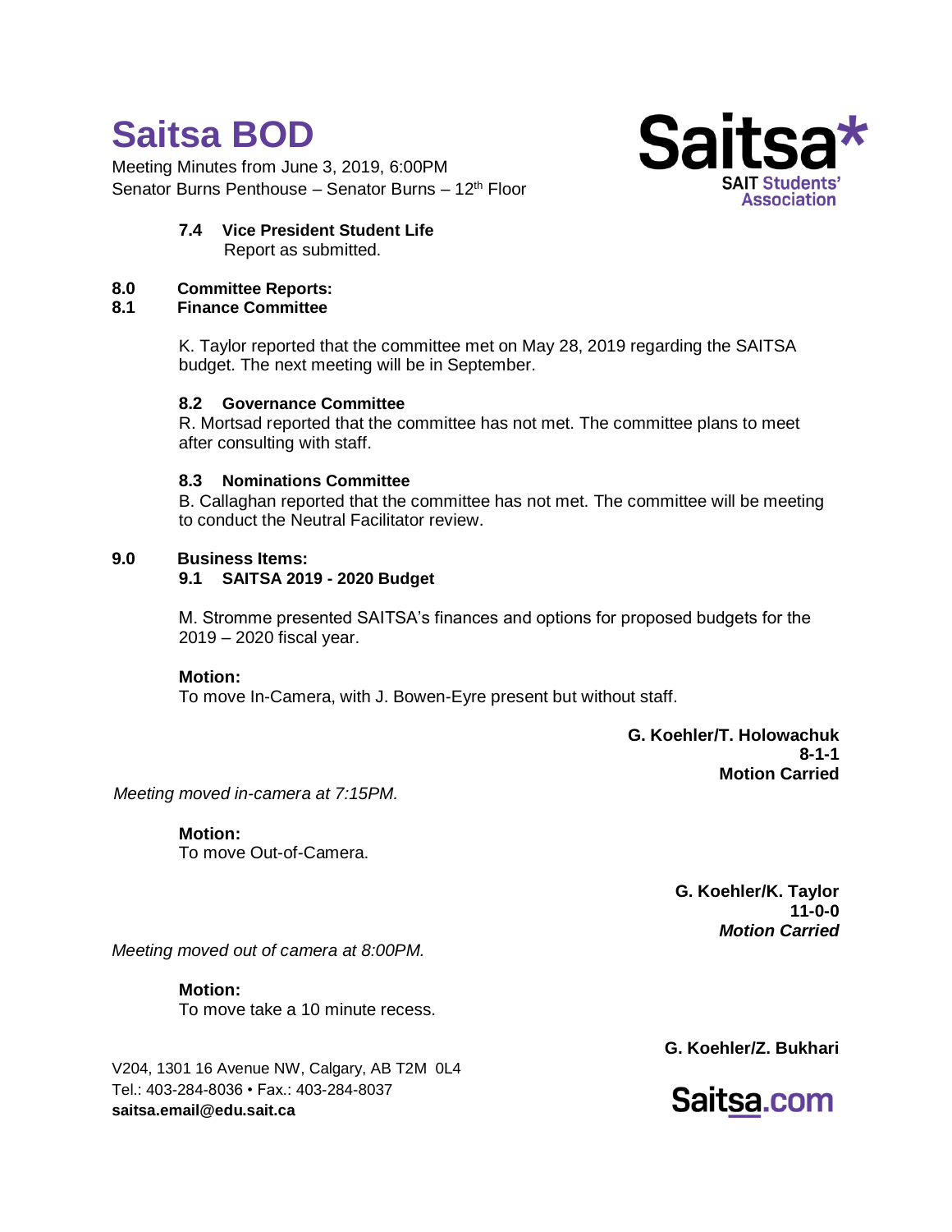# Saitsa BOD

Meeting Minutes from June 3, 2019, 6:00PM
Senator Burns Penthouse – Senator Burns – 12th Floor

**7.4 Vice President Student Life**
Report as submitted.

**8.0 Committee Reports:**
**8.1 Finance Committee**

K. Taylor reported that the committee met on May 28, 2019 regarding the SAITSA budget. The next meeting will be in September.

**8.2 Governance Committee**
R. Mortsad reported that the committee has not met. The committee plans to meet after consulting with staff.

**8.3 Nominations Committee**
B. Callaghan reported that the committee has not met. The committee will be meeting to conduct the Neutral Facilitator review.

**9.0 Business Items:**
**9.1 SAITSA 2019 - 2020 Budget**

M. Stromme presented SAITSA's finances and options for proposed budgets for the 2019 – 2020 fiscal year.

**Motion:**
To move In-Camera, with J. Bowen-Eyre present but without staff.

**G. Koehler/T. Holowachuk**
**8-1-1**
**Motion Carried**

*Meeting moved in-camera at 7:15PM.*

**Motion:**
To move Out-of-Camera.

**G. Koehler/K. Taylor**
**11-0-0**
***Motion Carried***

*Meeting moved out of camera at 8:00PM.*

**Motion:**
To move take a 10 minute recess.

**G. Koehler/Z. Bukhari**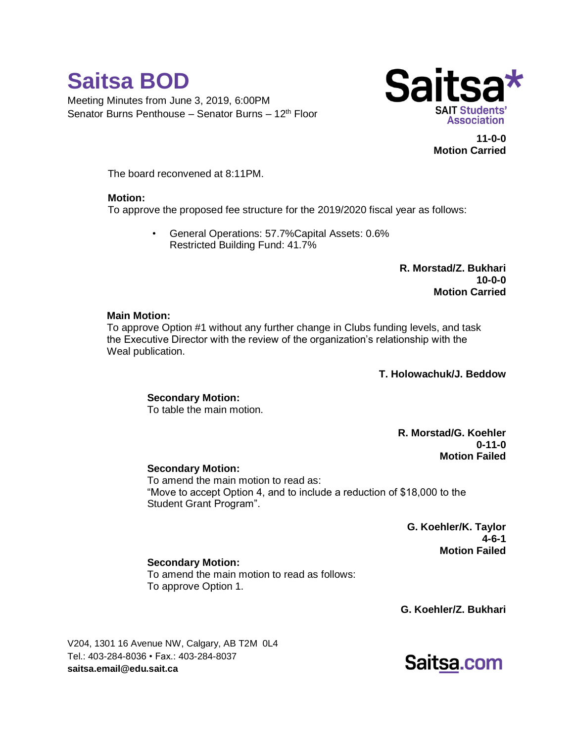11-0-0
**Motion Carried**

The board reconvened at 8:11PM.

**Motion:**
To approve the proposed fee structure for the 2019/2020 fiscal year as follows:

- General Operations: 57.7%Capital Assets: 0.6%
  Restricted Building Fund: 41.7%

**R. Morstad/Z. Bukhari**
**10-0-0**
**Motion Carried**

**Main Motion:**
To approve Option #1 without any further change in Clubs funding levels, and task the Executive Director with the review of the organization's relationship with the Weal publication.

**T. Holowachuk/J. Beddow**

**Secondary Motion:**
To table the main motion.

**R. Morstad/G. Koehler**
**0-11-0**
**Motion Failed**

**Secondary Motion:**
To amend the main motion to read as:
"Move to accept Option 4, and to include a reduction of $18,000 to the Student Grant Program".

**G. Koehler/K. Taylor**
**4-6-1**
**Motion Failed**

**Secondary Motion:**
To amend the main motion to read as follows:
To approve Option 1.

**G. Koehler/Z. Bukhari**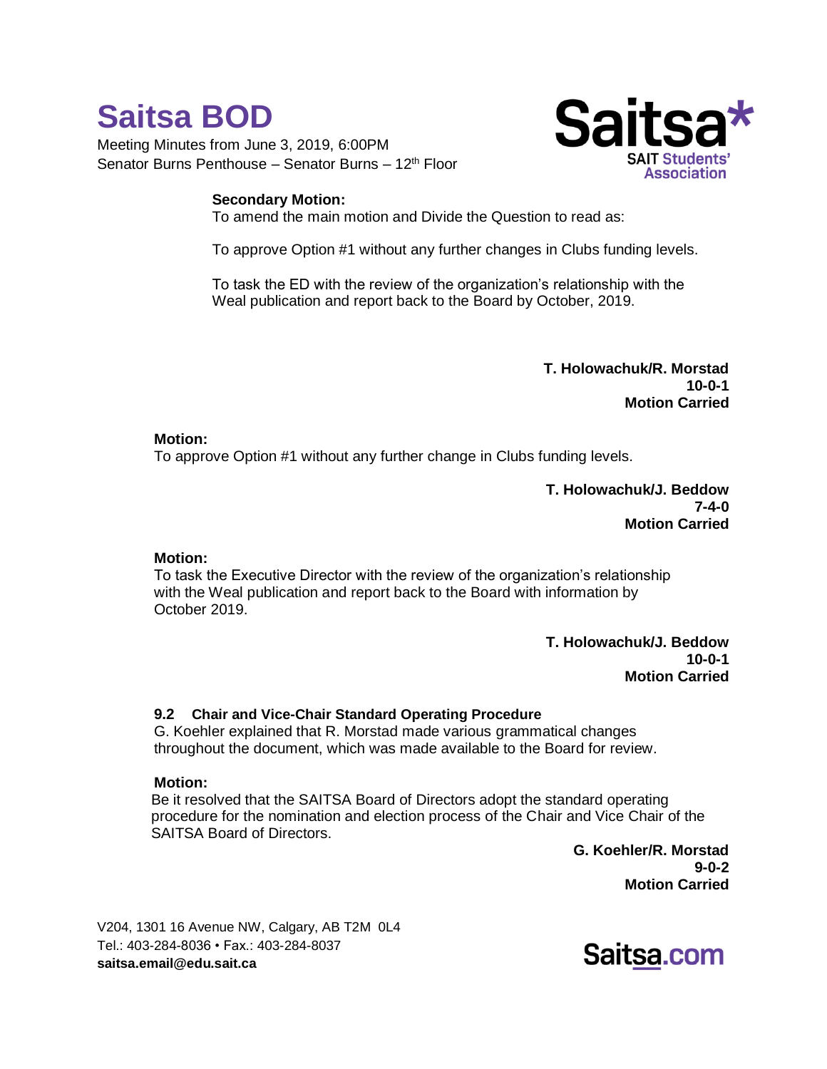**Secondary Motion:**
To amend the main motion and Divide the Question to read as:

To approve Option #1 without any further changes in Clubs funding levels.

To task the ED with the review of the organization's relationship with the Weal publication and report back to the Board by October, 2019.

**T. Holowachuk/R. Morstad**
**10-0-1**
**Motion Carried**

**Motion:**
To approve Option #1 without any further change in Clubs funding levels.

**T. Holowachuk/J. Beddow**
**7-4-0**
**Motion Carried**

**Motion:**
To task the Executive Director with the review of the organization's relationship with the Weal publication and report back to the Board with information by October 2019.

**T. Holowachuk/J. Beddow**
**10-0-1**
**Motion Carried**

### 9.2 Chair and Vice-Chair Standard Operating Procedure

G. Koehler explained that R. Morstad made various grammatical changes throughout the document, which was made available to the Board for review.

**Motion:**
Be it resolved that the SAITSA Board of Directors adopt the standard operating procedure for the nomination and election process of the Chair and Vice Chair of the SAITSA Board of Directors.

**G. Koehler/R. Morstad**
**9-0-2**
**Motion Carried**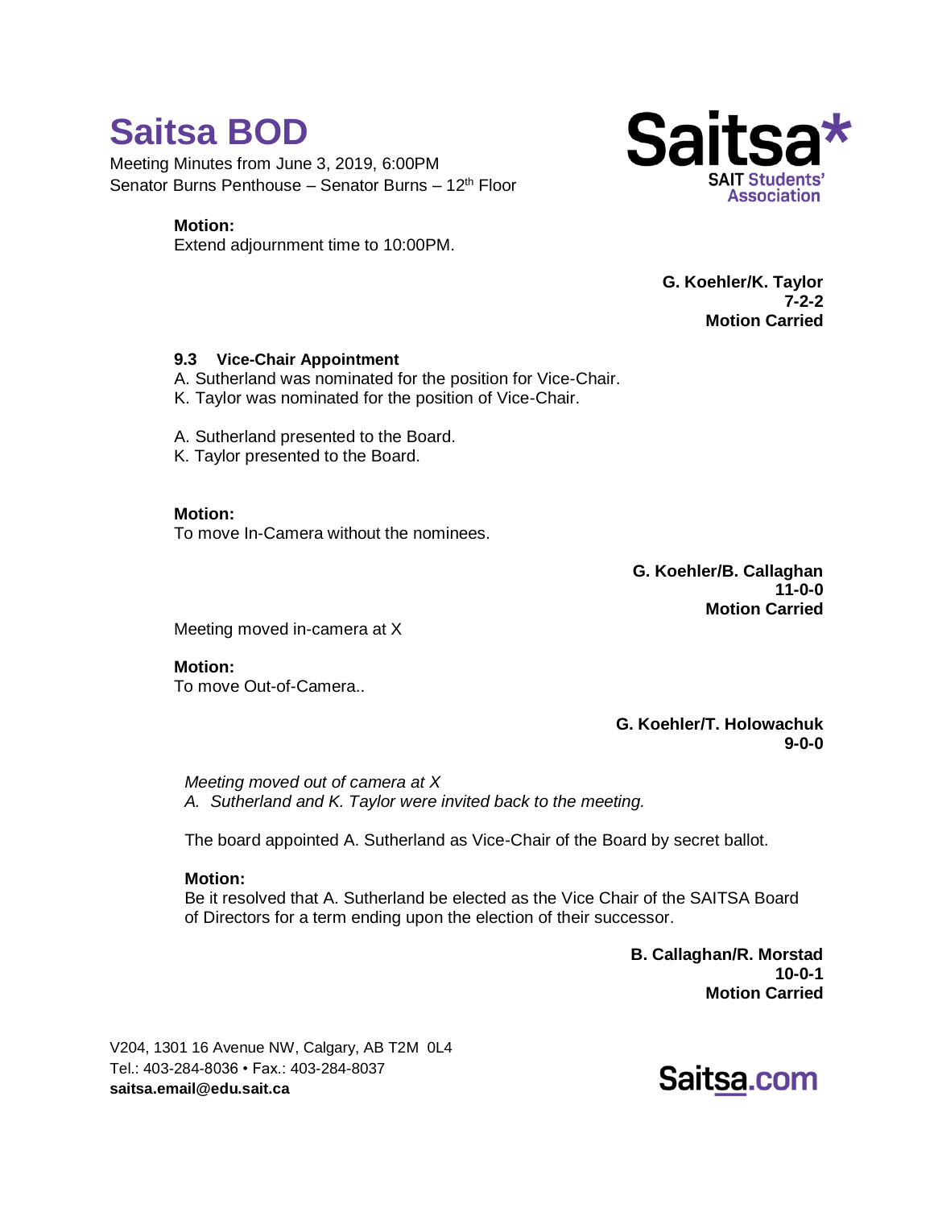# Saitsa BOD

Meeting Minutes from June 3, 2019, 6:00PM
Senator Burns Penthouse – Senator Burns – 12th Floor

**Motion:**
Extend adjournment time to 10:00PM.

**G. Koehler/K. Taylor**
**7-2-2**
**Motion Carried**

**9.3 Vice-Chair Appointment**

A. Sutherland was nominated for the position for Vice-Chair.
K. Taylor was nominated for the position of Vice-Chair.

A. Sutherland presented to the Board.
K. Taylor presented to the Board.

**Motion:**
To move In-Camera without the nominees.

**G. Koehler/B. Callaghan**
**11-0-0**
**Motion Carried**

Meeting moved in-camera at X

**Motion:**
To move Out-of-Camera..

**G. Koehler/T. Holowachuk**
**9-0-0**

*Meeting moved out of camera at X*
*A. Sutherland and K. Taylor were invited back to the meeting.*

The board appointed A. Sutherland as Vice-Chair of the Board by secret ballot.

**Motion:**
Be it resolved that A. Sutherland be elected as the Vice Chair of the SAITSA Board of Directors for a term ending upon the election of their successor.

**B. Callaghan/R. Morstad**
**10-0-1**
**Motion Carried**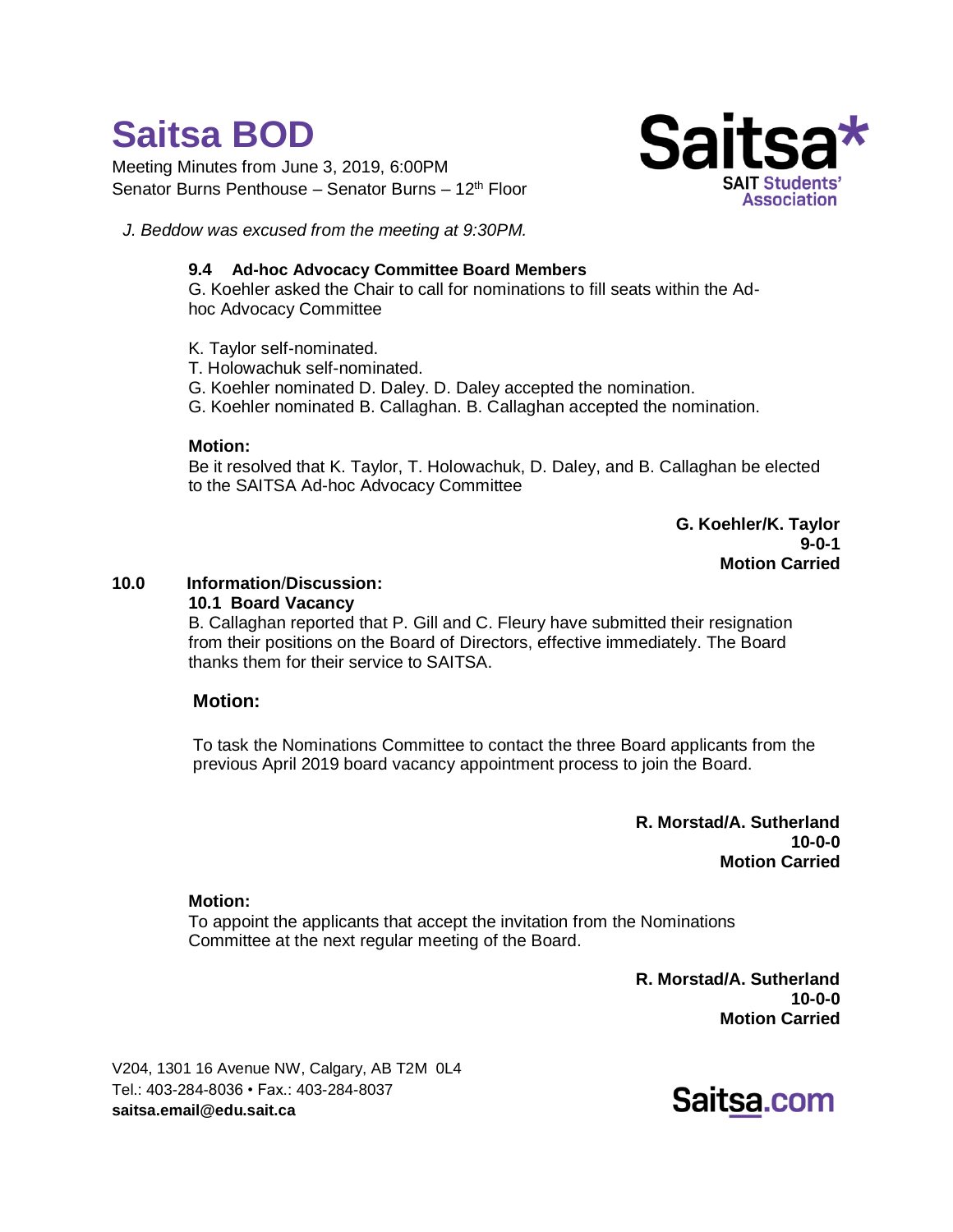*J. Beddow was excused from the meeting at 9:30PM.*

**9.4 Ad-hoc Advocacy Committee Board Members**

G. Koehler asked the Chair to call for nominations to fill seats within the Ad-hoc Advocacy Committee

K. Taylor self-nominated.
T. Holowachuk self-nominated.
G. Koehler nominated D. Daley. D. Daley accepted the nomination.
G. Koehler nominated B. Callaghan. B. Callaghan accepted the nomination.

**Motion:**

Be it resolved that K. Taylor, T. Holowachuk, D. Daley, and B. Callaghan be elected to the SAITSA Ad-hoc Advocacy Committee

**G. Koehler/K. Taylor**
**9-0-1**
**Motion Carried**

## 10.0 Information/Discussion:

**10.1 Board Vacancy**

B. Callaghan reported that P. Gill and C. Fleury have submitted their resignation from their positions on the Board of Directors, effective immediately. The Board thanks them for their service to SAITSA.

**Motion:**

To task the Nominations Committee to contact the three Board applicants from the previous April 2019 board vacancy appointment process to join the Board.

**R. Morstad/A. Sutherland**
**10-0-0**
**Motion Carried**

**Motion:**

To appoint the applicants that accept the invitation from the Nominations Committee at the next regular meeting of the Board.

**R. Morstad/A. Sutherland**
**10-0-0**
**Motion Carried**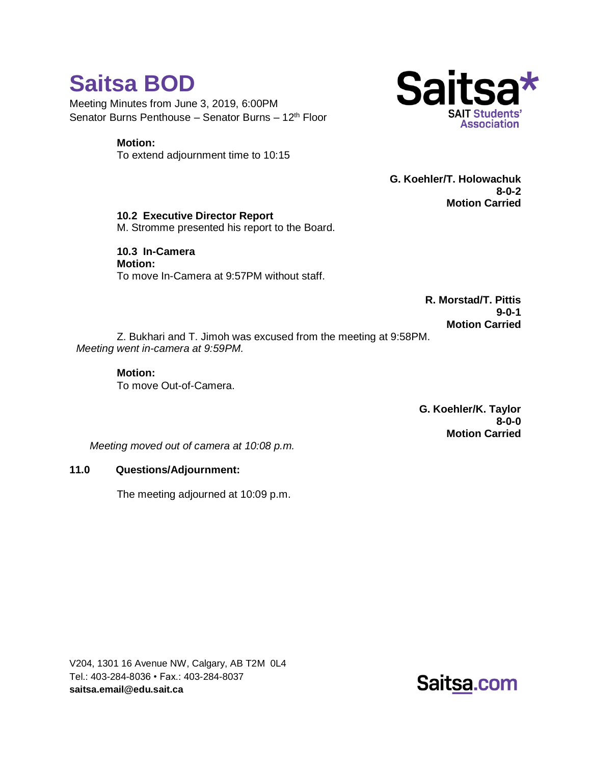**Motion:**
To extend adjournment time to 10:15

**G. Koehler/T. Holowachuk**
**8-0-2**
**Motion Carried**

**10.2 Executive Director Report**
M. Stromme presented his report to the Board.

**10.3 In-Camera**
**Motion:**
To move In-Camera at 9:57PM without staff.

**R. Morstad/T. Pittis**
**9-0-1**
**Motion Carried**

Z. Bukhari and T. Jimoh was excused from the meeting at 9:58PM.
*Meeting went in-camera at 9:59PM.*

**Motion:**
To move Out-of-Camera.

**G. Koehler/K. Taylor**
**8-0-0**
**Motion Carried**

*Meeting moved out of camera at 10:08 p.m.*

## 11.0 Questions/Adjournment:

The meeting adjourned at 10:09 p.m.